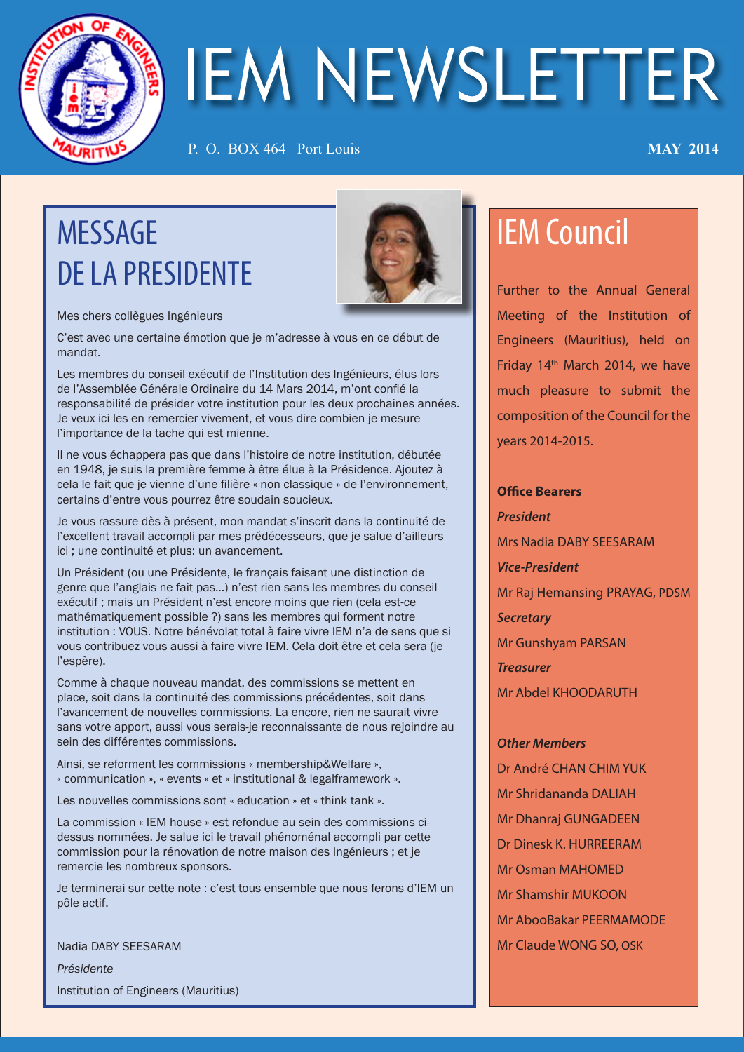# IEM NEWSLETTER

P. O. BOX 464 Port Louis

**MAY 2014**

## MESSAGE DE LA PRESIDENTE

Mes chers collègues Ingénieurs

C'est avec une certaine émotion que je m'adresse à vous en ce début de mandat.

Les membres du conseil exécutif de l'Institution des Ingénieurs, élus lors de l'Assemblée Générale Ordinaire du 14 Mars 2014, m'ont confié la responsabilité de présider votre institution pour les deux prochaines années. Je veux ici les en remercier vivement, et vous dire combien je mesure l'importance de la tache qui est mienne.

Il ne vous échappera pas que dans l'histoire de notre institution, débutée en 1948, je suis la première femme à être élue à la Présidence. Ajoutez à cela le fait que je vienne d'une filière « non classique » de l'environnement, certains d'entre vous pourrez être soudain soucieux.

Je vous rassure dès à présent, mon mandat s'inscrit dans la continuité de l'excellent travail accompli par mes prédécesseurs, que je salue d'ailleurs ici ; une continuité et plus: un avancement.

Un Président (ou une Présidente, le français faisant une distinction de genre que l'anglais ne fait pas...) n'est rien sans les membres du conseil exécutif ; mais un Président n'est encore moins que rien (cela est-ce mathématiquement possible ?) sans les membres qui forment notre institution : VOUS. Notre bénévolat total à faire vivre IEM n'a de sens que si vous contribuez vous aussi à faire vivre IEM. Cela doit être et cela sera (je l'espère).

Comme à chaque nouveau mandat, des commissions se mettent en place, soit dans la continuité des commissions précédentes, soit dans l'avancement de nouvelles commissions. La encore, rien ne saurait vivre sans votre apport, aussi vous serais-je reconnaissante de nous rejoindre au sein des différentes commissions.

Ainsi, se reforment les commissions « membership&Welfare », « communication », « events » et « institutional & legalframework ».

Les nouvelles commissions sont « education » et « think tank ».

La commission « IEM house » est refondue au sein des commissions ci-dessus nommées. Je salue ici le travail phénoménal accompli par cette commission pour la rénovation de notre maison des Ingénieurs ; et je remercie les nombreux sponsors.

Je terminerai sur cette note : c'est tous ensemble que nous ferons d'IEM un pôle actif.

Nadia DABY SEESARAM

*Présidente*

Institution of Engineers (Mauritius)

## IEM Council

Further to the Annual General Meeting of the Institution of Engineers (Mauritius), held on Friday 14th March 2014, we have much pleasure to submit the composition of the Council for the years 2014-2015.

**Office Bearers**

***President***

Mrs Nadia DABY SEESARAM

***Vice-President***

Mr Raj Hemansing PRAYAG, PDSM

***Secretary***

Mr Gunshyam PARSAN

***Treasurer***

Mr Abdel KHOODARUTH

***Other Members***

Dr André CHAN CHIM YUK

Mr Shridananda DALIAH

Mr Dhanraj GUNGADEEN

Dr Dinesk K. HURREERAM

Mr Osman MAHOMED

Mr Shamshir MUKOON

Mr AbooBakar PEERMAMODE

Mr Claude WONG SO, OSK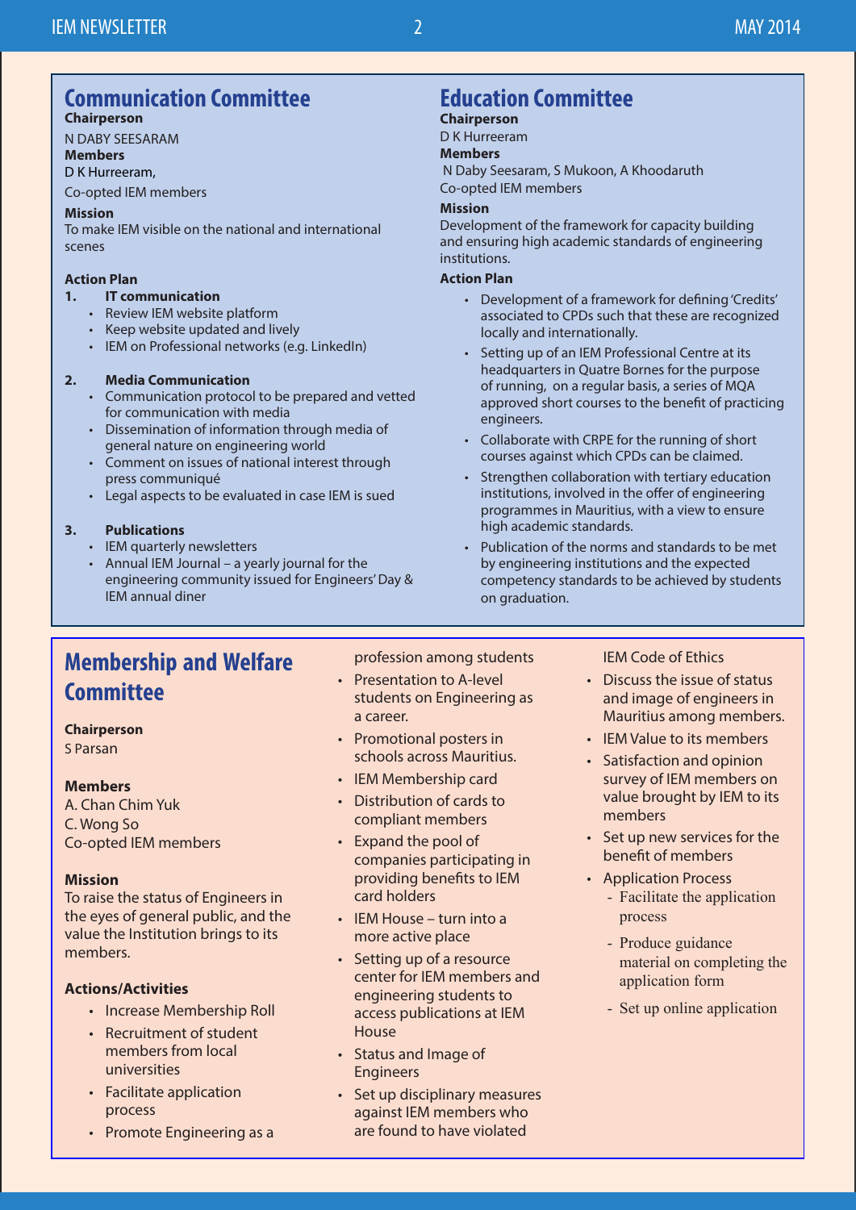## Communication Committee

**Chairperson**

N DABY SEESARAM

**Members**

D K Hurreeram,

Co-opted IEM members

**Mission**

To make IEM visible on the national and international scenes

**Action Plan**

1. **IT communication**
   - Review IEM website platform
   - Keep website updated and lively
   - IEM on Professional networks (e.g. LinkedIn)

2. **Media Communication**
   - Communication protocol to be prepared and vetted for communication with media
   - Dissemination of information through media of general nature on engineering world
   - Comment on issues of national interest through press communiqué
   - Legal aspects to be evaluated in case IEM is sued

3. **Publications**
   - IEM quarterly newsletters
   - Annual IEM Journal – a yearly journal for the engineering community issued for Engineers' Day & IEM annual diner

## Education Committee

**Chairperson**

D K Hurreeram

**Members**

N Daby Seesaram, S Mukoon, A Khoodaruth

Co-opted IEM members

**Mission**

Development of the framework for capacity building and ensuring high academic standards of engineering institutions.

**Action Plan**

- Development of a framework for defining 'Credits' associated to CPDs such that these are recognized locally and internationally.
- Setting up of an IEM Professional Centre at its headquarters in Quatre Bornes for the purpose of running, on a regular basis, a series of MQA approved short courses to the benefit of practicing engineers.
- Collaborate with CRPE for the running of short courses against which CPDs can be claimed.
- Strengthen collaboration with tertiary education institutions, involved in the offer of engineering programmes in Mauritius, with a view to ensure high academic standards.
- Publication of the norms and standards to be met by engineering institutions and the expected competency standards to be achieved by students on graduation.

## Membership and Welfare Committee

**Chairperson**

S Parsan

**Members**

A. Chan Chim Yuk

C. Wong So

Co-opted IEM members

**Mission**

To raise the status of Engineers in the eyes of general public, and the value the Institution brings to its members.

**Actions/Activities**

- Increase Membership Roll
- Recruitment of student members from local universities
- Facilitate application process
- Promote Engineering as a profession among students
- Presentation to A-level students on Engineering as a career.
- Promotional posters in schools across Mauritius.
- IEM Membership card
- Distribution of cards to compliant members
- Expand the pool of companies participating in providing benefits to IEM card holders
- IEM House – turn into a more active place
- Setting up of a resource center for IEM members and engineering students to access publications at IEM House
- Status and Image of Engineers
- Set up disciplinary measures against IEM members who are found to have violated IEM Code of Ethics
- Discuss the issue of status and image of engineers in Mauritius among members.
- IEM Value to its members
- Satisfaction and opinion survey of IEM members on value brought by IEM to its members
- Set up new services for the benefit of members
- Application Process
  - Facilitate the application process
  - Produce guidance material on completing the application form
  - Set up online application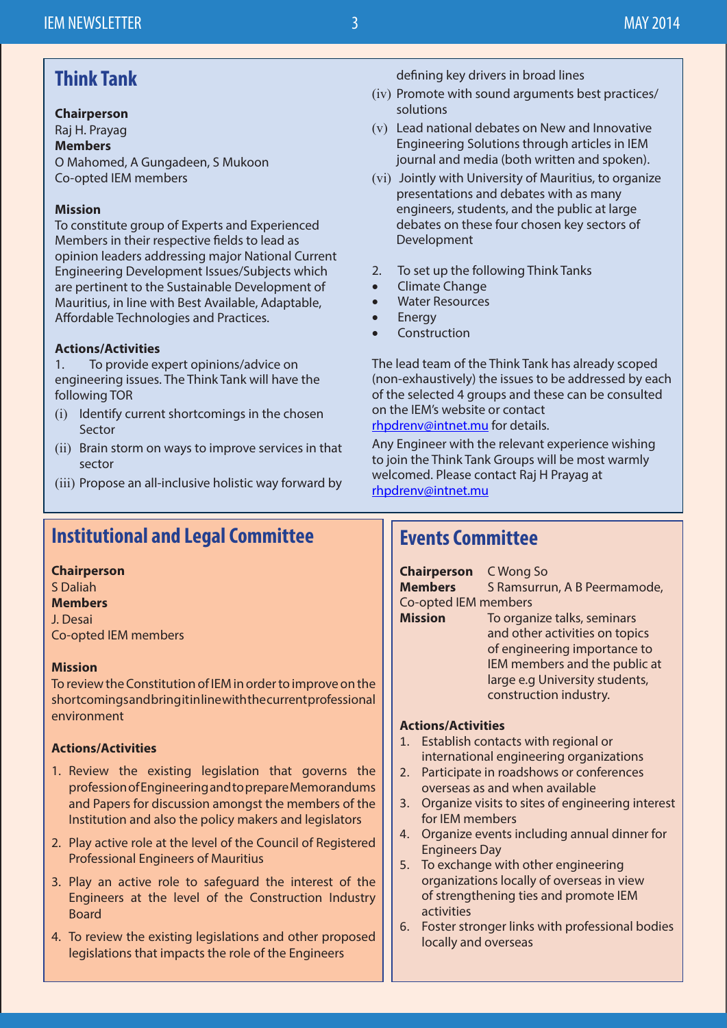## Think Tank

**Chairperson**
Raj H. Prayag
**Members**
O Mahomed, A Gungadeen, S Mukoon
Co-opted IEM members

**Mission**
To constitute group of Experts and Experienced Members in their respective fields to lead as opinion leaders addressing major National Current Engineering Development Issues/Subjects which are pertinent to the Sustainable Development of Mauritius, in line with Best Available, Adaptable, Affordable Technologies and Practices.

**Actions/Activities**
1. To provide expert opinions/advice on engineering issues. The Think Tank will have the following TOR

(i) Identify current shortcomings in the chosen Sector
(ii) Brain storm on ways to improve services in that sector
(iii) Propose an all-inclusive holistic way forward by defining key drivers in broad lines
(iv) Promote with sound arguments best practices/ solutions
(v) Lead national debates on New and Innovative Engineering Solutions through articles in IEM journal and media (both written and spoken).
(vi) Jointly with University of Mauritius, to organize presentations and debates with as many engineers, students, and the public at large debates on these four chosen key sectors of Development

2. To set up the following Think Tanks

- Climate Change
- Water Resources
- Energy
- Construction

The lead team of the Think Tank has already scoped (non-exhaustively) the issues to be addressed by each of the selected 4 groups and these can be consulted on the IEM's website or contact rhpdrenv@intnet.mu for details.

Any Engineer with the relevant experience wishing to join the Think Tank Groups will be most warmly welcomed. Please contact Raj H Prayag at rhpdrenv@intnet.mu

## Institutional and Legal Committee

**Chairperson**
S Daliah
**Members**
J. Desai
Co-opted IEM members

**Mission**
To review the Constitution of IEM in order to improve on the shortcomings and bring it in line with the current professional environment

**Actions/Activities**

1. Review the existing legislation that governs the profession of Engineering and to prepare Memorandums and Papers for discussion amongst the members of the Institution and also the policy makers and legislators
2. Play active role at the level of the Council of Registered Professional Engineers of Mauritius
3. Play an active role to safeguard the interest of the Engineers at the level of the Construction Industry Board
4. To review the existing legislations and other proposed legislations that impacts the role of the Engineers

## Events Committee

**Chairperson** C Wong So
**Members** S Ramsurrun, A B Peermamode,
Co-opted IEM members
**Mission** To organize talks, seminars and other activities on topics of engineering importance to IEM members and the public at large e.g University students, construction industry.

**Actions/Activities**

1. Establish contacts with regional or international engineering organizations
2. Participate in roadshows or conferences overseas as and when available
3. Organize visits to sites of engineering interest for IEM members
4. Organize events including annual dinner for Engineers Day
5. To exchange with other engineering organizations locally of overseas in view of strengthening ties and promote IEM activities
6. Foster stronger links with professional bodies locally and overseas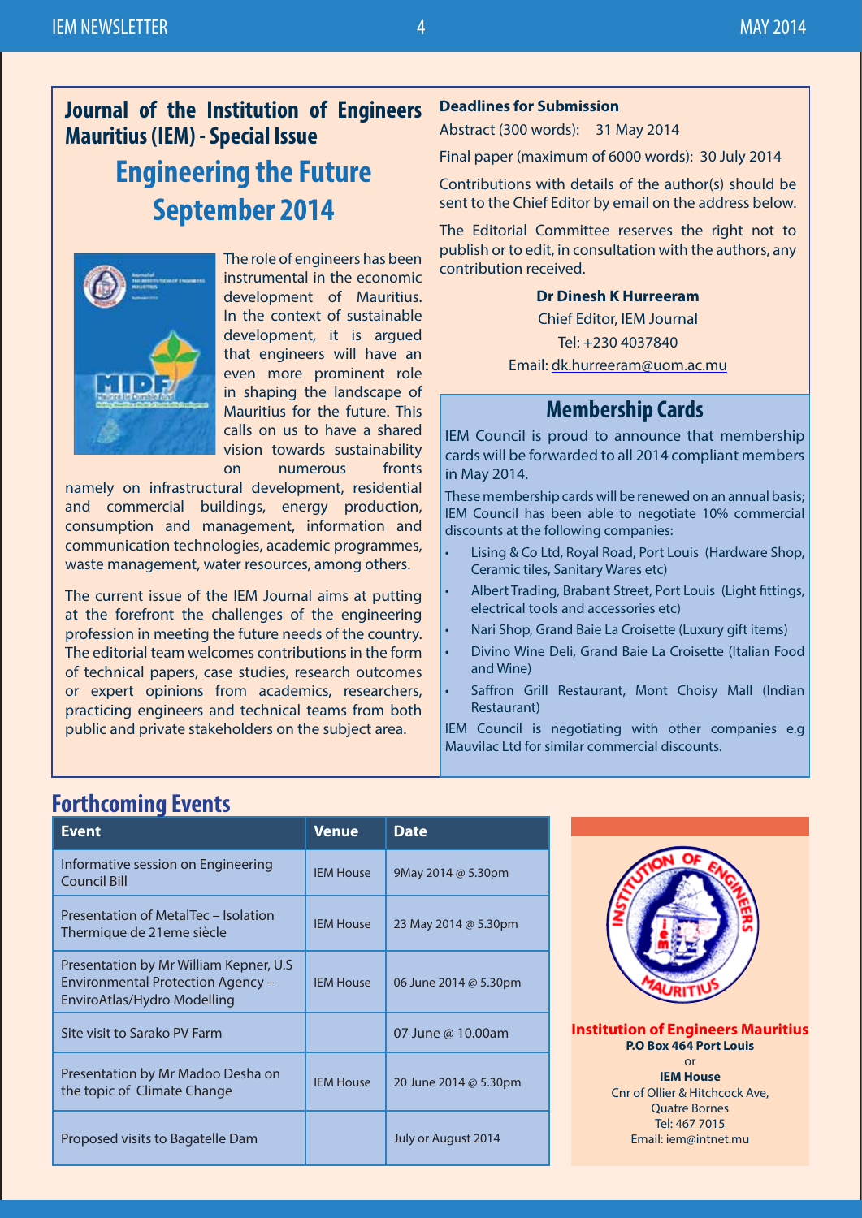## Journal of the Institution of Engineers Mauritius (IEM) - Special Issue

## Engineering the Future September 2014

The role of engineers has been instrumental in the economic development of Mauritius. In the context of sustainable development, it is argued that engineers will have an even more prominent role in shaping the landscape of Mauritius for the future. This calls on us to have a shared vision towards sustainability on numerous fronts namely on infrastructural development, residential and commercial buildings, energy production, consumption and management, information and communication technologies, academic programmes, waste management, water resources, among others.

The current issue of the IEM Journal aims at putting at the forefront the challenges of the engineering profession in meeting the future needs of the country. The editorial team welcomes contributions in the form of technical papers, case studies, research outcomes or expert opinions from academics, researchers, practicing engineers and technical teams from both public and private stakeholders on the subject area.

**Deadlines for Submission**

Abstract (300 words): 31 May 2014

Final paper (maximum of 6000 words): 30 July 2014

Contributions with details of the author(s) should be sent to the Chief Editor by email on the address below.

The Editorial Committee reserves the right not to publish or to edit, in consultation with the authors, any contribution received.

**Dr Dinesh K Hurreeram**
Chief Editor, IEM Journal
Tel: +230 4037840
Email: dk.hurreeram@uom.ac.mu

## Membership Cards

IEM Council is proud to announce that membership cards will be forwarded to all 2014 compliant members in May 2014.

These membership cards will be renewed on an annual basis; IEM Council has been able to negotiate 10% commercial discounts at the following companies:

- Lising & Co Ltd, Royal Road, Port Louis (Hardware Shop, Ceramic tiles, Sanitary Wares etc)
- Albert Trading, Brabant Street, Port Louis (Light fittings, electrical tools and accessories etc)
- Nari Shop, Grand Baie La Croisette (Luxury gift items)
- Divino Wine Deli, Grand Baie La Croisette (Italian Food and Wine)
- Saffron Grill Restaurant, Mont Choisy Mall (Indian Restaurant)

IEM Council is negotiating with other companies e.g Mauvilac Ltd for similar commercial discounts.

## Forthcoming Events

| Event | Venue | Date |
|---|---|---|
| Informative session on Engineering Council Bill | IEM House | 9May 2014 @ 5.30pm |
| Presentation of MetalTec – Isolation Thermique de 21eme siècle | IEM House | 23 May 2014 @ 5.30pm |
| Presentation by Mr William Kepner, U.S Environmental Protection Agency – EnviroAtlas/Hydro Modelling | IEM House | 06 June 2014 @ 5.30pm |
| Site visit to Sarako PV Farm | | 07 June @ 10.00am |
| Presentation by Mr Madoo Desha on the topic of Climate Change | IEM House | 20 June 2014 @ 5.30pm |
| Proposed visits to Bagatelle Dam | | July or August 2014 |

**Institution of Engineers Mauritius**
**P.O Box 464 Port Louis**
or
**IEM House**
Cnr of Ollier & Hitchcock Ave,
Quatre Bornes
Tel: 467 7015
Email: iem@intnet.mu